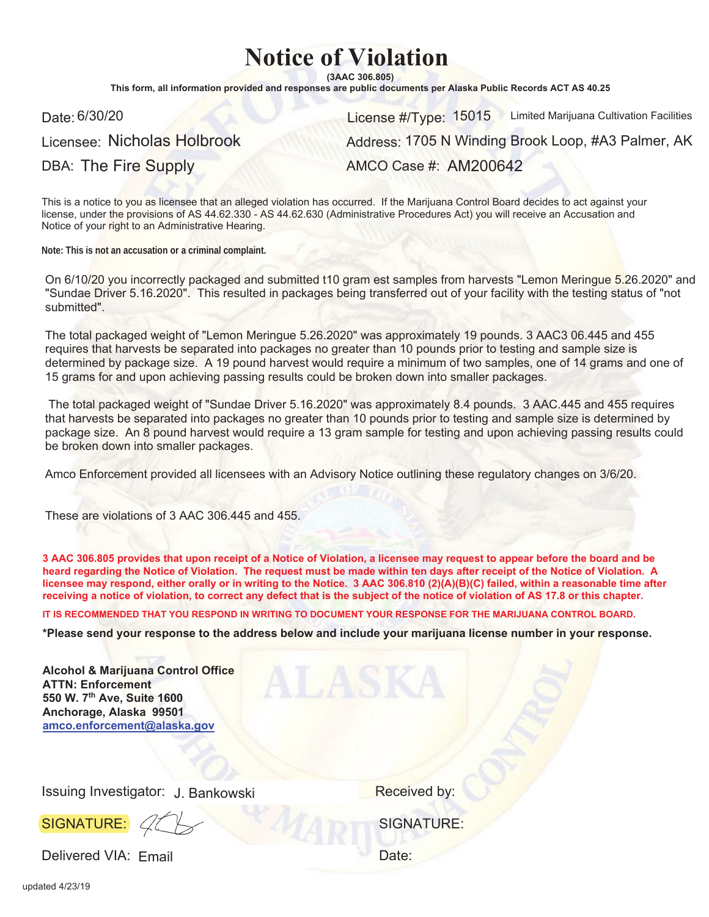# Notice of Violation

**(3AAC 306.805)**

**This form, all information provided and responses are public documents per Alaska Public Records ACT AS 40.25**

Date: 6/30/20

License #/Type: 15015 Limited Marijuana Cultivation Facilities

Licensee: Nicholas Holbrook

Address: 1705 N Winding Brook Loop, #A3 Palmer, AK

DBA: The Fire Supply

AMCO Case #: AM200642

This is a notice to you as licensee that an alleged violation has occurred. If the Marijuana Control Board decides to act against your license, under the provisions of AS 44.62.330 - AS 44.62.630 (Administrative Procedures Act) you will receive an Accusation and Notice of your right to an Administrative Hearing.

**Note: This is not an accusation or a criminal complaint.**

On 6/10/20 you incorrectly packaged and submitted t10 gram est samples from harvests "Lemon Meringue 5.26.2020" and "Sundae Driver 5.16.2020". This resulted in packages being transferred out of your facility with the testing status of "not submitted".

The total packaged weight of "Lemon Meringue 5.26.2020" was approximately 19 pounds. 3 AAC3 06.445 and 455 requires that harvests be separated into packages no greater than 10 pounds prior to testing and sample size is determined by package size. A 19 pound harvest would require a minimum of two samples, one of 14 grams and one of 15 grams for and upon achieving passing results could be broken down into smaller packages.

The total packaged weight of "Sundae Driver 5.16.2020" was approximately 8.4 pounds. 3 AAC.445 and 455 requires that harvests be separated into packages no greater than 10 pounds prior to testing and sample size is determined by package size. An 8 pound harvest would require a 13 gram sample for testing and upon achieving passing results could be broken down into smaller packages.

Amco Enforcement provided all licensees with an Advisory Notice outlining these regulatory changes on 3/6/20.

These are violations of 3 AAC 306.445 and 455.

**3 AAC 306.805 provides that upon receipt of a Notice of Violation, a licensee may request to appear before the board and be heard regarding the Notice of Violation. The request must be made within ten days after receipt of the Notice of Violation. A licensee may respond, either orally or in writing to the Notice. 3 AAC 306.810 (2)(A)(B)(C) failed, within a reasonable time after receiving a notice of violation, to correct any defect that is the subject of the notice of violation of AS 17.8 or this chapter.**

**IT IS RECOMMENDED THAT YOU RESPOND IN WRITING TO DOCUMENT YOUR RESPONSE FOR THE MARIJUANA CONTROL BOARD.**

**\*Please send your response to the address below and include your marijuana license number in your response.**

**Alcohol & Marijuana Control Office**
**ATTN: Enforcement**
**550 W. 7th Ave, Suite 1600**
**Anchorage, Alaska 99501**
**amco.enforcement@alaska.gov**

Issuing Investigator: J. Bankowski

SIGNATURE:

Delivered VIA: Email

Received by:

SIGNATURE:

Date:

updated 4/23/19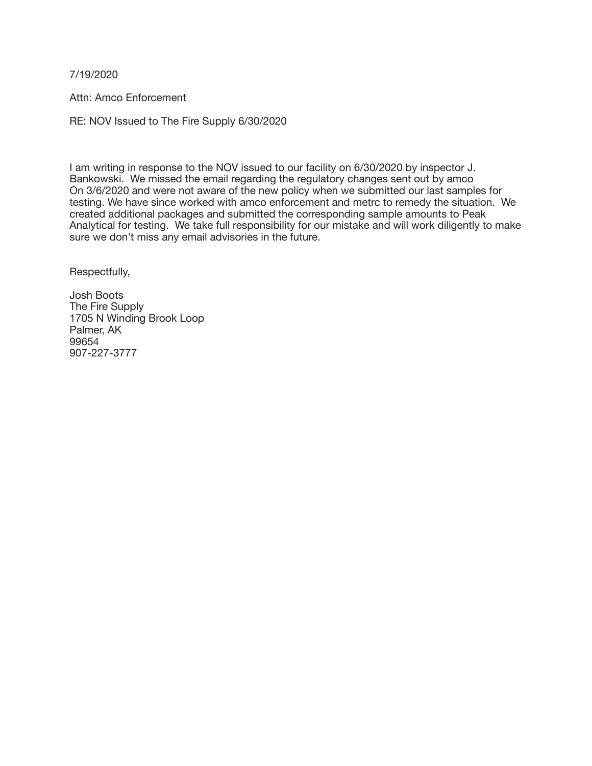7/19/2020

Attn: Amco Enforcement

RE: NOV Issued to The Fire Supply 6/30/2020

I am writing in response to the NOV issued to our facility on 6/30/2020 by inspector J. Bankowski. We missed the email regarding the regulatory changes sent out by amco On 3/6/2020 and were not aware of the new policy when we submitted our last samples for testing. We have since worked with amco enforcement and metrc to remedy the situation. We created additional packages and submitted the corresponding sample amounts to Peak Analytical for testing. We take full responsibility for our mistake and will work diligently to make sure we don't miss any email advisories in the future.

Respectfully,

Josh Boots  
The Fire Supply  
1705 N Winding Brook Loop  
Palmer, AK  
99654  
907-227-3777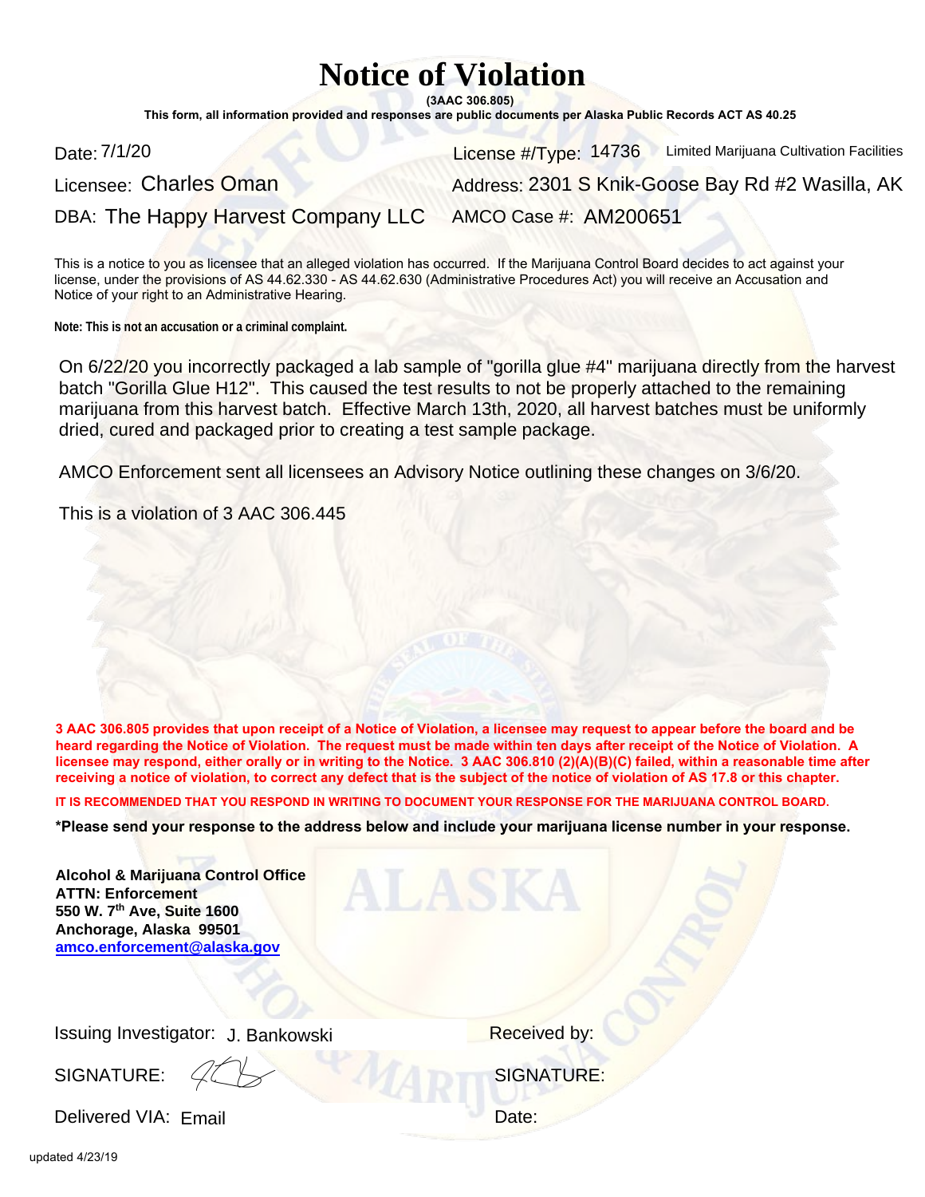# Notice of Violation

**(3AAC 306.805)**

**This form, all information provided and responses are public documents per Alaska Public Records ACT AS 40.25**

Date: 7/1/20

License #/Type: 14736 Limited Marijuana Cultivation Facilities

Licensee: Charles Oman

Address: 2301 S Knik-Goose Bay Rd #2 Wasilla, AK

DBA: The Happy Harvest Company LLC

AMCO Case #: AM200651

This is a notice to you as licensee that an alleged violation has occurred. If the Marijuana Control Board decides to act against your license, under the provisions of AS 44.62.330 - AS 44.62.630 (Administrative Procedures Act) you will receive an Accusation and Notice of your right to an Administrative Hearing.

**Note: This is not an accusation or a criminal complaint.**

On 6/22/20 you incorrectly packaged a lab sample of "gorilla glue #4" marijuana directly from the harvest batch "Gorilla Glue H12". This caused the test results to not be properly attached to the remaining marijuana from this harvest batch. Effective March 13th, 2020, all harvest batches must be uniformly dried, cured and packaged prior to creating a test sample package.

AMCO Enforcement sent all licensees an Advisory Notice outlining these changes on 3/6/20.

This is a violation of 3 AAC 306.445

**3 AAC 306.805 provides that upon receipt of a Notice of Violation, a licensee may request to appear before the board and be heard regarding the Notice of Violation. The request must be made within ten days after receipt of the Notice of Violation. A licensee may respond, either orally or in writing to the Notice. 3 AAC 306.810 (2)(A)(B)(C) failed, within a reasonable time after receiving a notice of violation, to correct any defect that is the subject of the notice of violation of AS 17.8 or this chapter.**

**IT IS RECOMMENDED THAT YOU RESPOND IN WRITING TO DOCUMENT YOUR RESPONSE FOR THE MARIJUANA CONTROL BOARD.**

**\*Please send your response to the address below and include your marijuana license number in your response.**

**Alcohol & Marijuana Control Office**
**ATTN: Enforcement**
**550 W. 7th Ave, Suite 1600**
**Anchorage, Alaska 99501**
**amco.enforcement@alaska.gov**

Issuing Investigator: J. Bankowski

SIGNATURE:

Delivered VIA: Email

Received by:

SIGNATURE:

Date:

updated 4/23/19